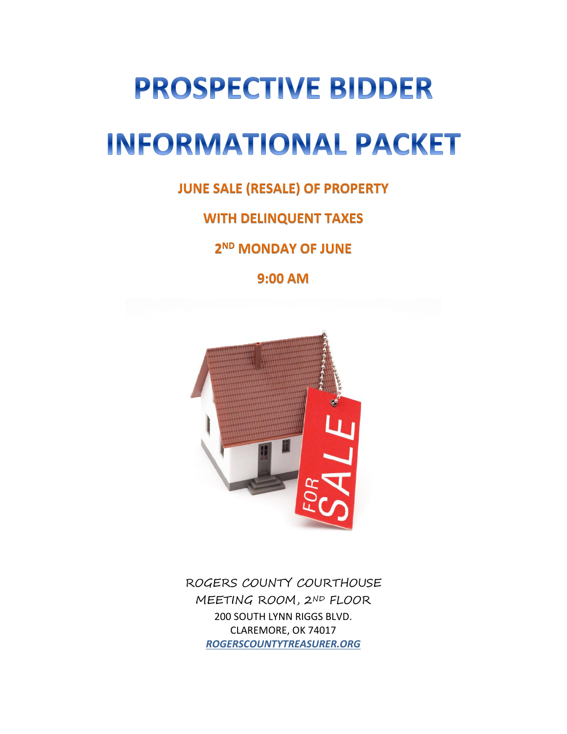# PROSPECTIVE BIDDER

# INFORMATIONAL PACKET

## JUNE SALE (RESALE) OF PROPERTY

## WITH DELINQUENT TAXES

## 2ND MONDAY OF JUNE

## 9:00 AM

ROGERS COUNTY COURTHOUSE
MEETING ROOM, 2ND FLOOR
200 SOUTH LYNN RIGGS BLVD.
CLAREMORE, OK 74017
***ROGERSCOUNTYTREASURER.ORG***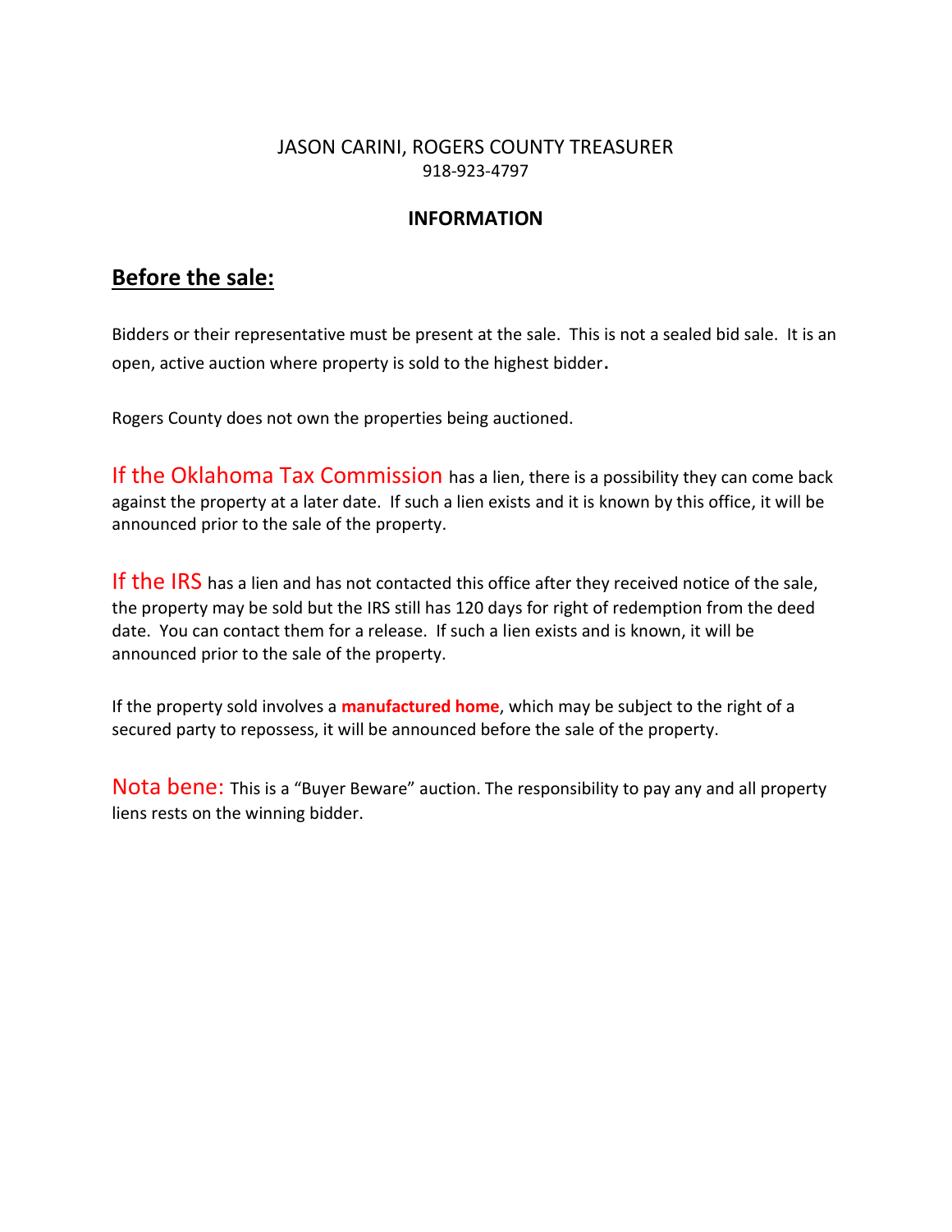JASON CARINI, ROGERS COUNTY TREASURER
918-923-4797

**INFORMATION**

## Before the sale:

Bidders or their representative must be present at the sale. This is not a sealed bid sale. It is an open, active auction where property is sold to the highest bidder.

Rogers County does not own the properties being auctioned.

If the Oklahoma Tax Commission has a lien, there is a possibility they can come back against the property at a later date. If such a lien exists and it is known by this office, it will be announced prior to the sale of the property.

If the IRS has a lien and has not contacted this office after they received notice of the sale, the property may be sold but the IRS still has 120 days for right of redemption from the deed date. You can contact them for a release. If such a lien exists and is known, it will be announced prior to the sale of the property.

If the property sold involves a **manufactured home**, which may be subject to the right of a secured party to repossess, it will be announced before the sale of the property.

Nota bene: This is a "Buyer Beware" auction. The responsibility to pay any and all property liens rests on the winning bidder.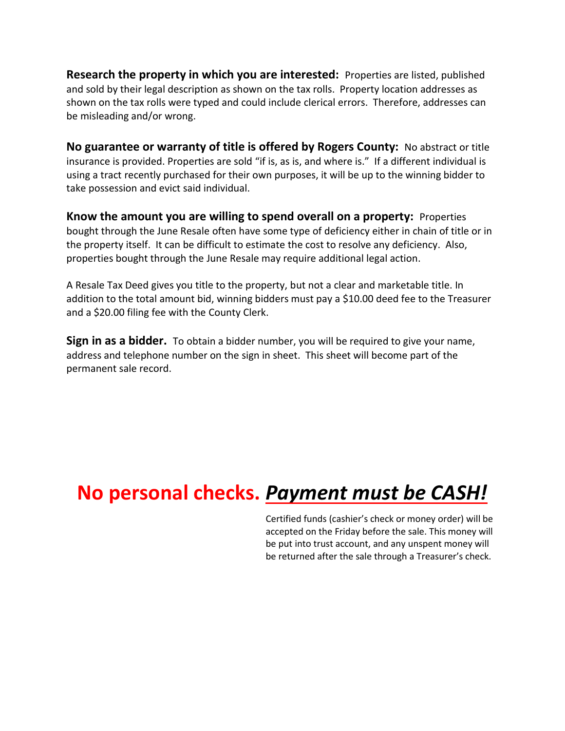**Research the property in which you are interested:** Properties are listed, published and sold by their legal description as shown on the tax rolls. Property location addresses as shown on the tax rolls were typed and could include clerical errors. Therefore, addresses can be misleading and/or wrong.

**No guarantee or warranty of title is offered by Rogers County:** No abstract or title insurance is provided. Properties are sold "if is, as is, and where is." If a different individual is using a tract recently purchased for their own purposes, it will be up to the winning bidder to take possession and evict said individual.

**Know the amount you are willing to spend overall on a property:** Properties bought through the June Resale often have some type of deficiency either in chain of title or in the property itself. It can be difficult to estimate the cost to resolve any deficiency. Also, properties bought through the June Resale may require additional legal action.

A Resale Tax Deed gives you title to the property, but not a clear and marketable title. In addition to the total amount bid, winning bidders must pay a $10.00 deed fee to the Treasurer and a $20.00 filing fee with the County Clerk.

**Sign in as a bidder.** To obtain a bidder number, you will be required to give your name, address and telephone number on the sign in sheet. This sheet will become part of the permanent sale record.

# **No personal checks. _Payment must be CASH!_**

Certified funds (cashier's check or money order) will be accepted on the Friday before the sale. This money will be put into trust account, and any unspent money will be returned after the sale through a Treasurer's check.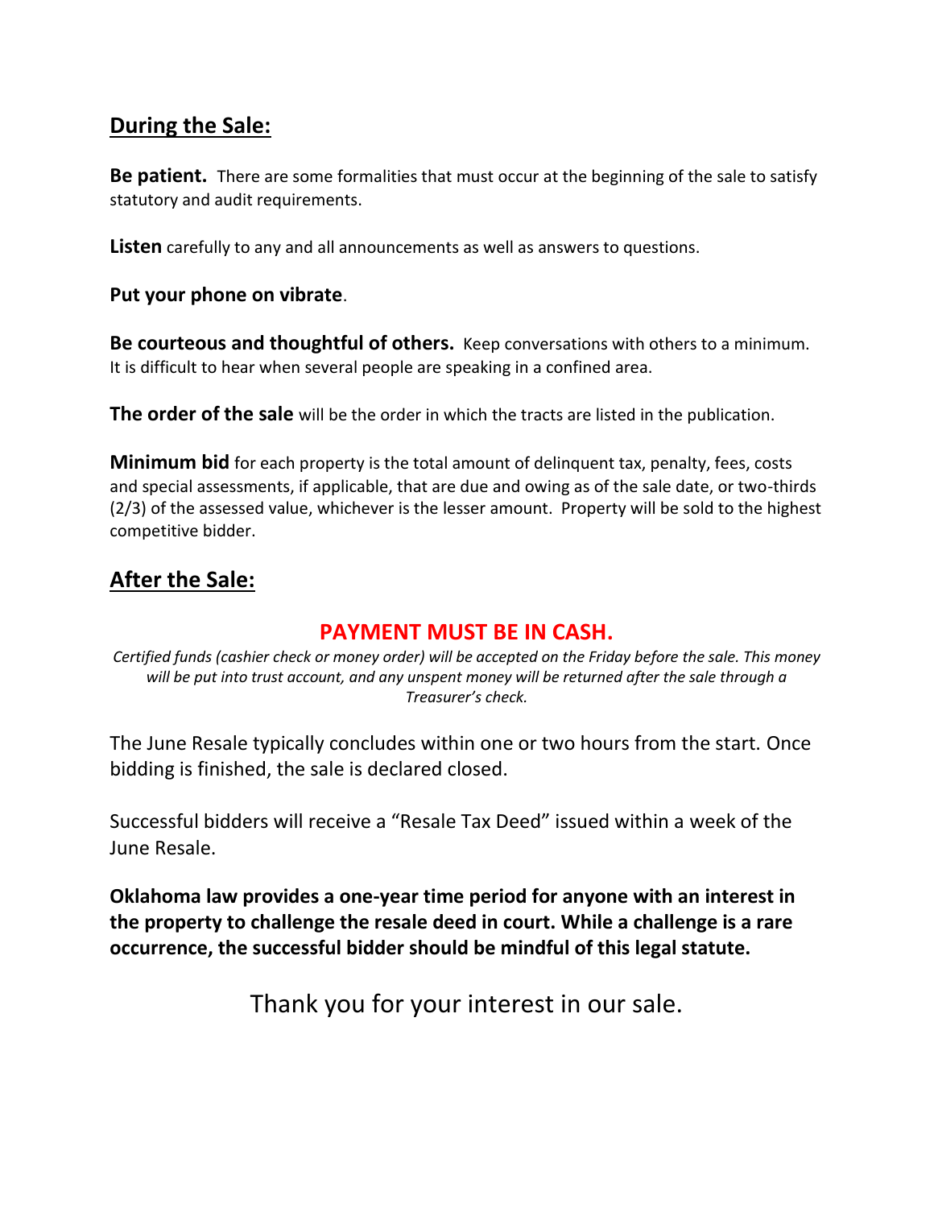## During the Sale:

**Be patient.** There are some formalities that must occur at the beginning of the sale to satisfy statutory and audit requirements.

**Listen** carefully to any and all announcements as well as answers to questions.

**Put your phone on vibrate**.

**Be courteous and thoughtful of others.** Keep conversations with others to a minimum. It is difficult to hear when several people are speaking in a confined area.

**The order of the sale** will be the order in which the tracts are listed in the publication.

**Minimum bid** for each property is the total amount of delinquent tax, penalty, fees, costs and special assessments, if applicable, that are due and owing as of the sale date, or two-thirds (2/3) of the assessed value, whichever is the lesser amount. Property will be sold to the highest competitive bidder.

## After the Sale:

**PAYMENT MUST BE IN CASH.**

*Certified funds (cashier check or money order) will be accepted on the Friday before the sale. This money will be put into trust account, and any unspent money will be returned after the sale through a Treasurer's check.*

The June Resale typically concludes within one or two hours from the start. Once bidding is finished, the sale is declared closed.

Successful bidders will receive a "Resale Tax Deed" issued within a week of the June Resale.

**Oklahoma law provides a one-year time period for anyone with an interest in the property to challenge the resale deed in court. While a challenge is a rare occurrence, the successful bidder should be mindful of this legal statute.**

Thank you for your interest in our sale.